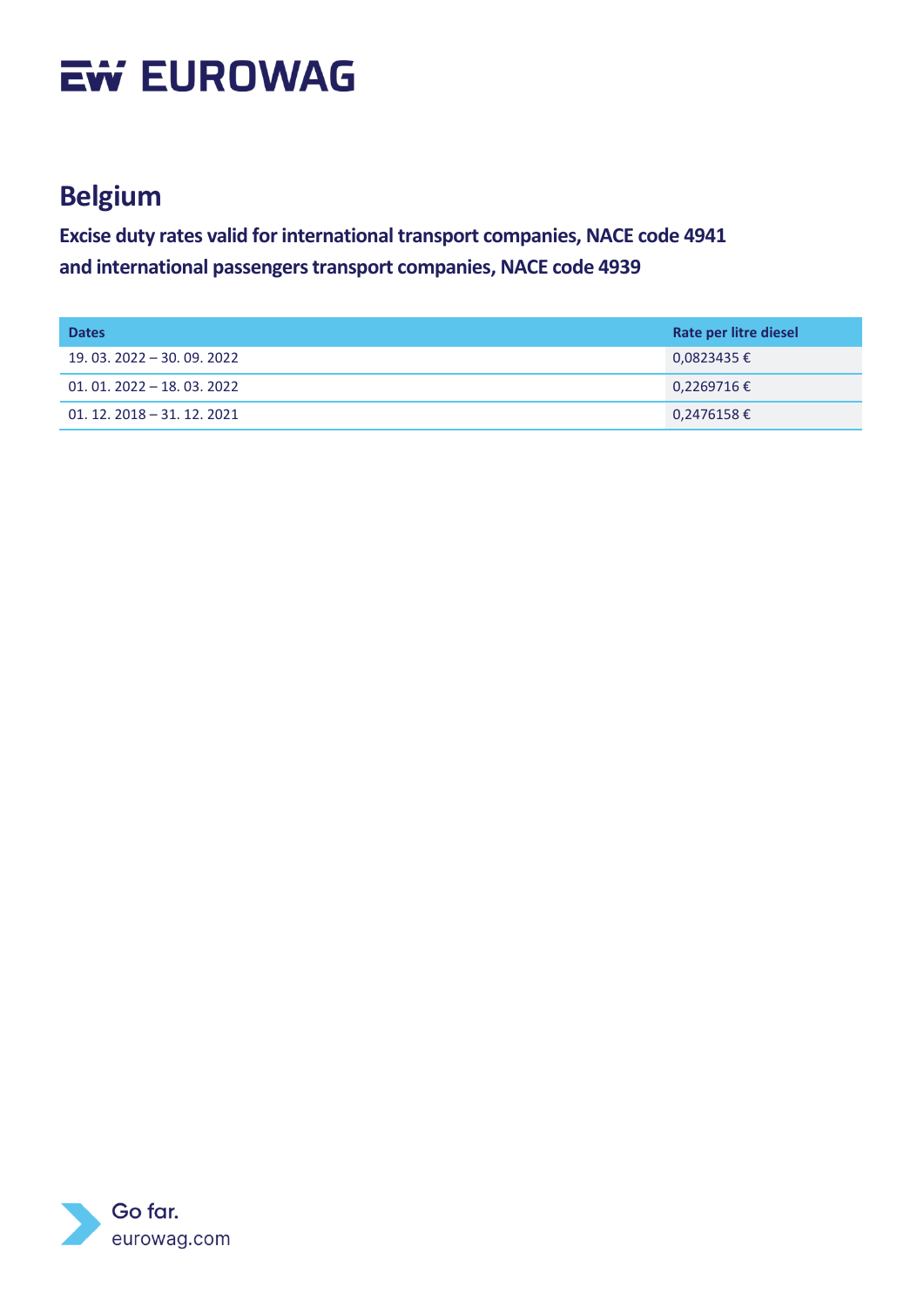# Belgium

**Excise duty rates valid for international transport companies, NACE code 4941 and international passengers transport companies, NACE code 4939**

| Dates | Rate per litre diesel |
|---|---|
| 19. 03. 2022 – 30. 09. 2022 | 0,0823435 € |
| 01. 01. 2022 – 18. 03. 2022 | 0,2269716 € |
| 01. 12. 2018 – 31. 12. 2021 | 0,2476158 € |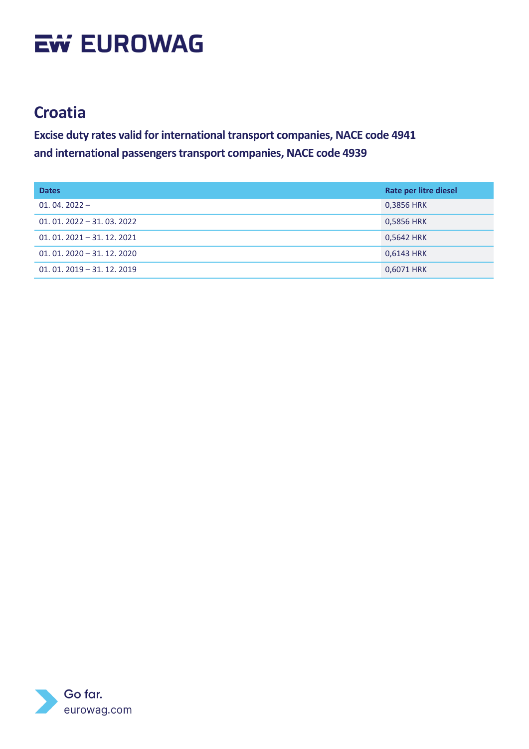# Croatia

## Excise duty rates valid for international transport companies, NACE code 4941 and international passengers transport companies, NACE code 4939

| Dates | Rate per litre diesel |
|---|---|
| 01. 04. 2022 – | 0,3856 HRK |
| 01. 01. 2022 – 31. 03. 2022 | 0,5856 HRK |
| 01. 01. 2021 – 31. 12. 2021 | 0,5642 HRK |
| 01. 01. 2020 – 31. 12. 2020 | 0,6143 HRK |
| 01. 01. 2019 – 31. 12. 2019 | 0,6071 HRK |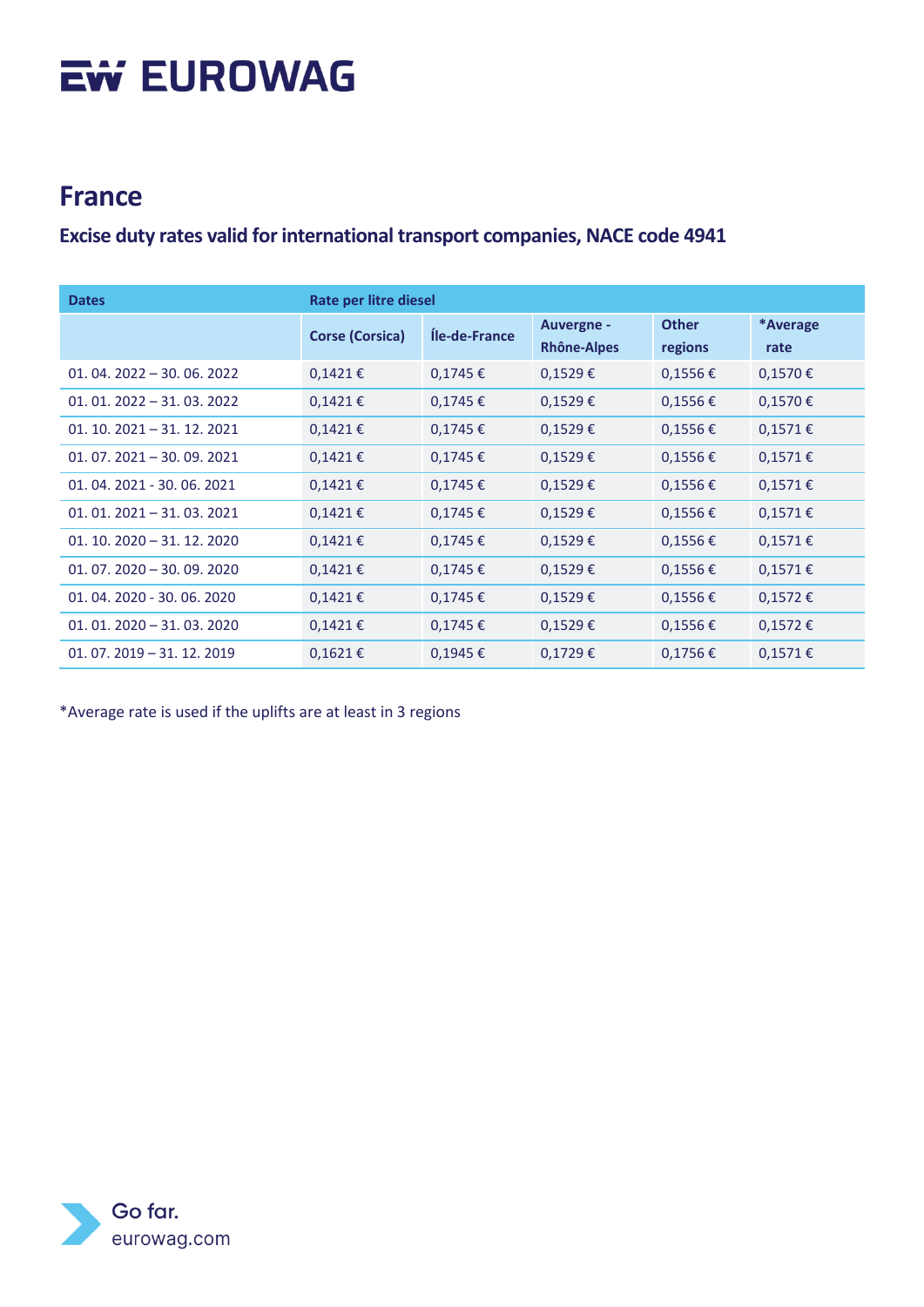# EUROWAG

## France

### Excise duty rates valid for international transport companies, NACE code 4941

| Dates | Rate per litre diesel | | | | |
|---|---|---|---|---|---|
| | Corse (Corsica) | Île-de-France | Auvergne - Rhône-Alpes | Other regions | *Average rate |
| 01. 04. 2022 – 30. 06. 2022 | 0,1421 € | 0,1745 € | 0,1529 € | 0,1556 € | 0,1570 € |
| 01. 01. 2022 – 31. 03. 2022 | 0,1421 € | 0,1745 € | 0,1529 € | 0,1556 € | 0,1570 € |
| 01. 10. 2021 – 31. 12. 2021 | 0,1421 € | 0,1745 € | 0,1529 € | 0,1556 € | 0,1571 € |
| 01. 07. 2021 – 30. 09. 2021 | 0,1421 € | 0,1745 € | 0,1529 € | 0,1556 € | 0,1571 € |
| 01. 04. 2021 - 30. 06. 2021 | 0,1421 € | 0,1745 € | 0,1529 € | 0,1556 € | 0,1571 € |
| 01. 01. 2021 – 31. 03. 2021 | 0,1421 € | 0,1745 € | 0,1529 € | 0,1556 € | 0,1571 € |
| 01. 10. 2020 – 31. 12. 2020 | 0,1421 € | 0,1745 € | 0,1529 € | 0,1556 € | 0,1571 € |
| 01. 07. 2020 – 30. 09. 2020 | 0,1421 € | 0,1745 € | 0,1529 € | 0,1556 € | 0,1571 € |
| 01. 04. 2020 - 30. 06. 2020 | 0,1421 € | 0,1745 € | 0,1529 € | 0,1556 € | 0,1572 € |
| 01. 01. 2020 – 31. 03. 2020 | 0,1421 € | 0,1745 € | 0,1529 € | 0,1556 € | 0,1572 € |
| 01. 07. 2019 – 31. 12. 2019 | 0,1621 € | 0,1945 € | 0,1729 € | 0,1756 € | 0,1571 € |

*Average rate is used if the uplifts are at least in 3 regions

Go far.
eurowag.com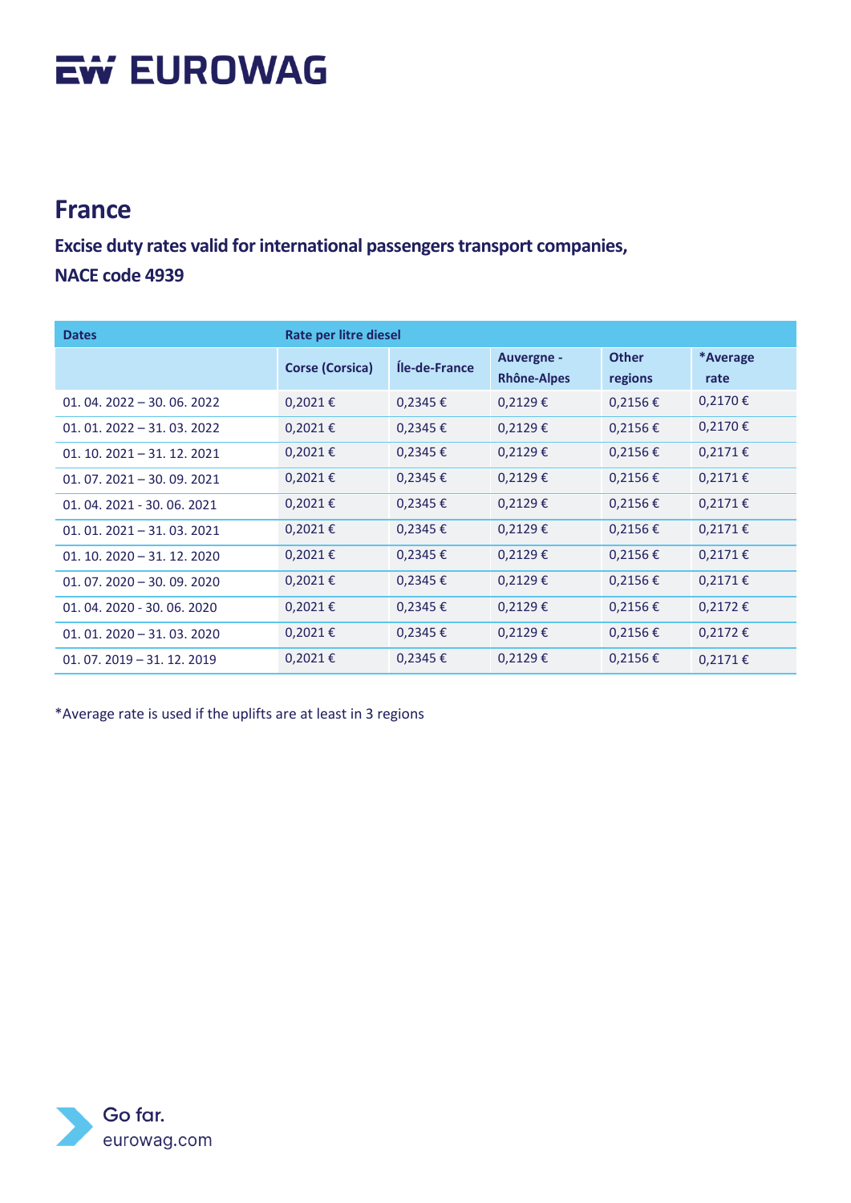# EUROWAG

## France

### Excise duty rates valid for international passengers transport companies, NACE code 4939

| Dates | Rate per litre diesel | | | | |
|---|---|---|---|---|---|
| | Corse (Corsica) | Île-de-France | Auvergne - Rhône-Alpes | Other regions | *Average rate |
| 01. 04. 2022 – 30. 06. 2022 | 0,2021 € | 0,2345 € | 0,2129 € | 0,2156 € | 0,2170 € |
| 01. 01. 2022 – 31. 03. 2022 | 0,2021 € | 0,2345 € | 0,2129 € | 0,2156 € | 0,2170 € |
| 01. 10. 2021 – 31. 12. 2021 | 0,2021 € | 0,2345 € | 0,2129 € | 0,2156 € | 0,2171 € |
| 01. 07. 2021 – 30. 09. 2021 | 0,2021 € | 0,2345 € | 0,2129 € | 0,2156 € | 0,2171 € |
| 01. 04. 2021 - 30. 06. 2021 | 0,2021 € | 0,2345 € | 0,2129 € | 0,2156 € | 0,2171 € |
| 01. 01. 2021 – 31. 03. 2021 | 0,2021 € | 0,2345 € | 0,2129 € | 0,2156 € | 0,2171 € |
| 01. 10. 2020 – 31. 12. 2020 | 0,2021 € | 0,2345 € | 0,2129 € | 0,2156 € | 0,2171 € |
| 01. 07. 2020 – 30. 09. 2020 | 0,2021 € | 0,2345 € | 0,2129 € | 0,2156 € | 0,2171 € |
| 01. 04. 2020 - 30. 06. 2020 | 0,2021 € | 0,2345 € | 0,2129 € | 0,2156 € | 0,2172 € |
| 01. 01. 2020 – 31. 03. 2020 | 0,2021 € | 0,2345 € | 0,2129 € | 0,2156 € | 0,2172 € |
| 01. 07. 2019 – 31. 12. 2019 | 0,2021 € | 0,2345 € | 0,2129 € | 0,2156 € | 0,2171 € |

*Average rate is used if the uplifts are at least in 3 regions

Go far.
eurowag.com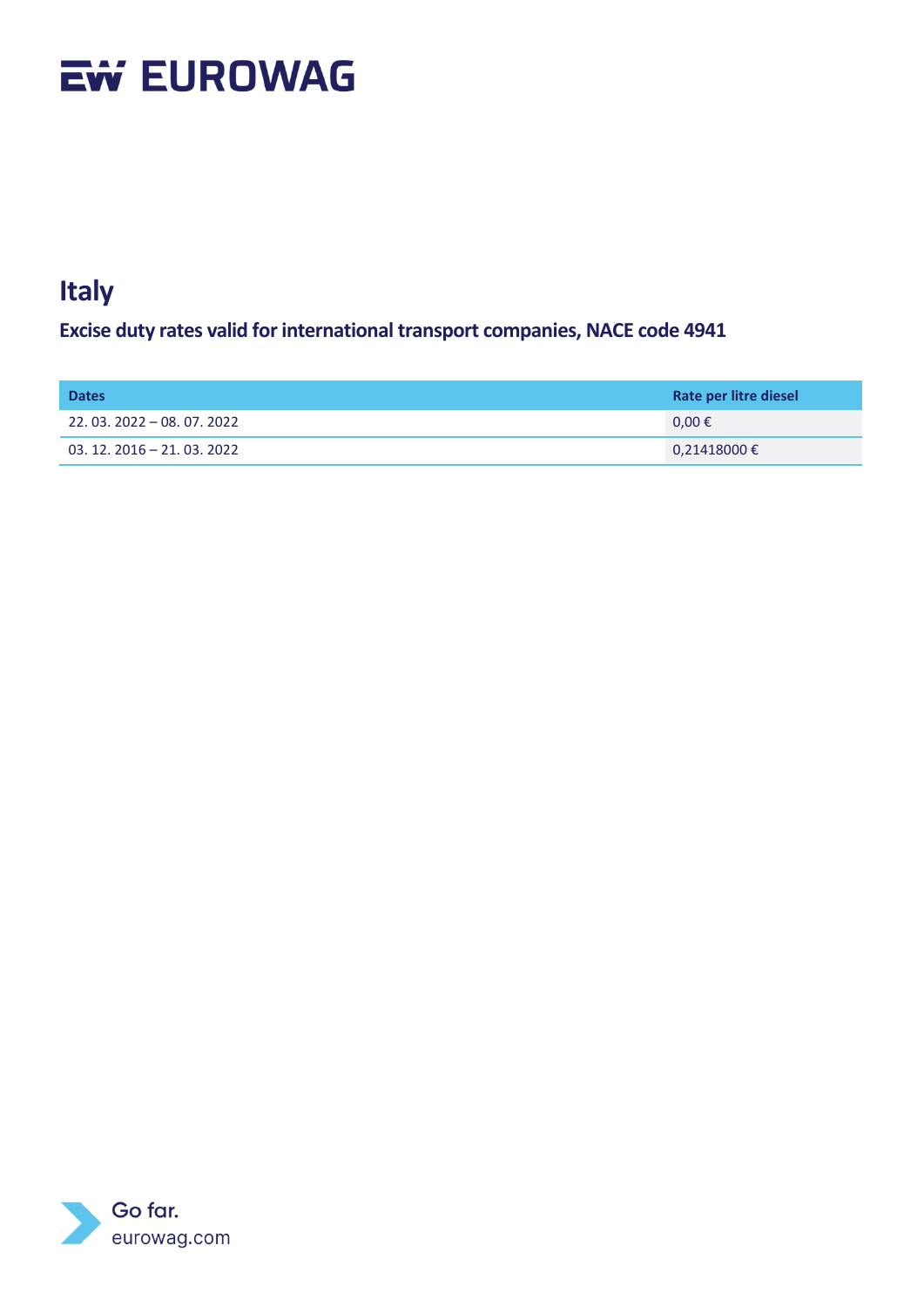## Italy

### Excise duty rates valid for international transport companies, NACE code 4941

| Dates | Rate per litre diesel |
|---|---|
| 22. 03. 2022 – 08. 07. 2022 | 0,00 € |
| 03. 12. 2016 – 21. 03. 2022 | 0,21418000 € |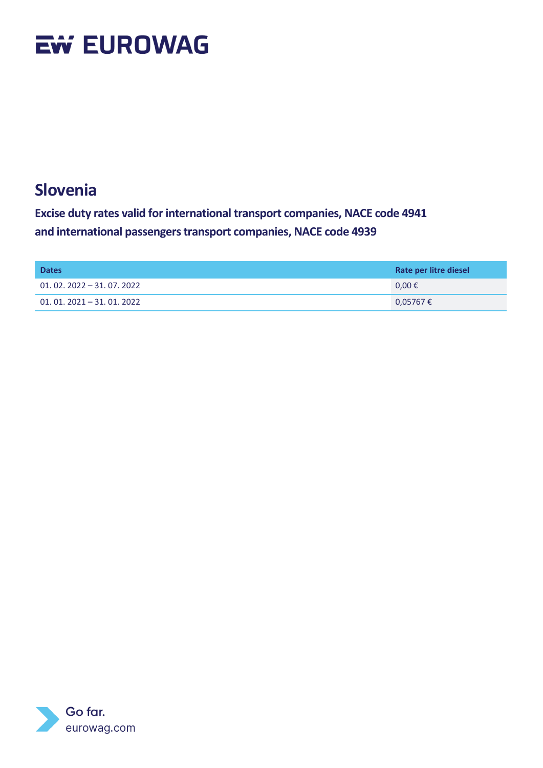## Slovenia

**Excise duty rates valid for international transport companies, NACE code 4941 and international passengers transport companies, NACE code 4939**

| Dates | Rate per litre diesel |
|---|---|
| 01. 02. 2022 – 31. 07. 2022 | 0,00 € |
| 01. 01. 2021 – 31. 01. 2022 | 0,05767 € |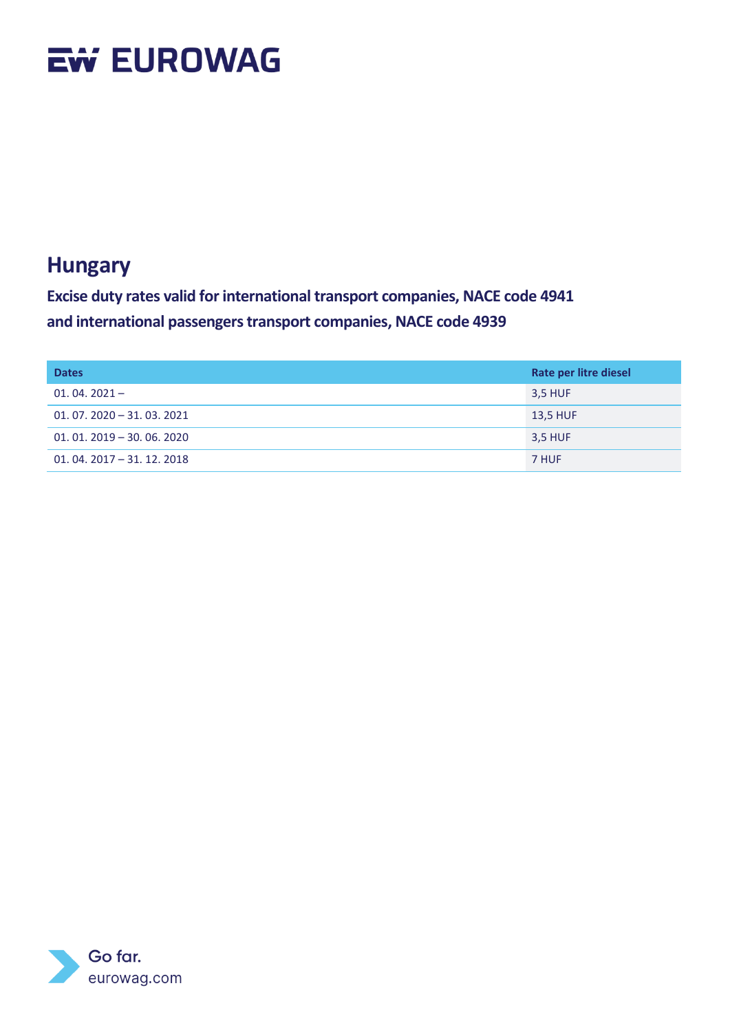# Hungary

**Excise duty rates valid for international transport companies, NACE code 4941 and international passengers transport companies, NACE code 4939**

| Dates | Rate per litre diesel |
|---|---|
| 01. 04. 2021 – | 3,5 HUF |
| 01. 07. 2020 – 31. 03. 2021 | 13,5 HUF |
| 01. 01. 2019 – 30. 06. 2020 | 3,5 HUF |
| 01. 04. 2017 – 31. 12. 2018 | 7 HUF |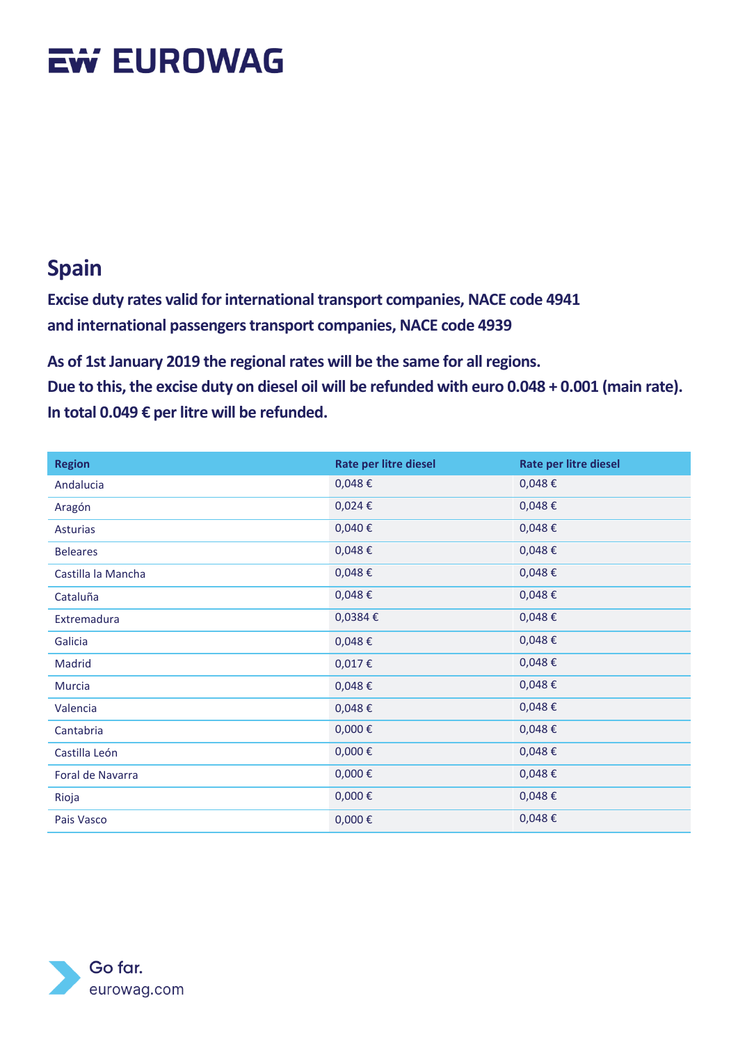# EUROWAG

## Spain

**Excise duty rates valid for international transport companies, NACE code 4941**
**and international passengers transport companies, NACE code 4939**

**As of 1st January 2019 the regional rates will be the same for all regions.**
**Due to this, the excise duty on diesel oil will be refunded with euro 0.048 + 0.001 (main rate).**
**In total 0.049 € per litre will be refunded.**

| Region | Rate per litre diesel | Rate per litre diesel |
|---|---|---|
| Andalucia | 0,048 € | 0,048 € |
| Aragón | 0,024 € | 0,048 € |
| Asturias | 0,040 € | 0,048 € |
| Beleares | 0,048 € | 0,048 € |
| Castilla la Mancha | 0,048 € | 0,048 € |
| Cataluña | 0,048 € | 0,048 € |
| Extremadura | 0,0384 € | 0,048 € |
| Galicia | 0,048 € | 0,048 € |
| Madrid | 0,017 € | 0,048 € |
| Murcia | 0,048 € | 0,048 € |
| Valencia | 0,048 € | 0,048 € |
| Cantabria | 0,000 € | 0,048 € |
| Castilla León | 0,000 € | 0,048 € |
| Foral de Navarra | 0,000 € | 0,048 € |
| Rioja | 0,000 € | 0,048 € |
| Pais Vasco | 0,000 € | 0,048 € |

Go far.
eurowag.com